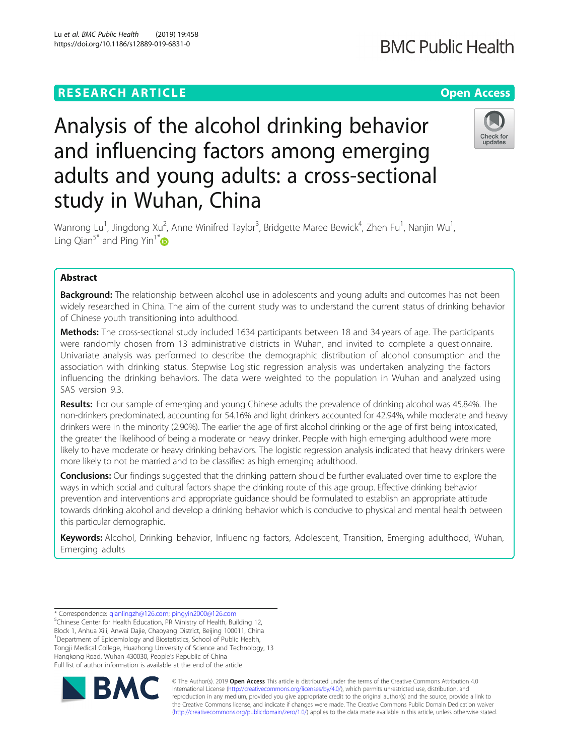RESEARCH ARTICLE

Open Access

# Analysis of the alcohol drinking behavior and influencing factors among emerging adults and young adults: a cross-sectional study in Wuhan, China

Wanrong Lu[1], Jingdong Xu[2], Anne Winifred Taylor[3], Bridgette Maree Bewick[4], Zhen Fu[1], Nanjin Wu[1], Ling Qian[5*] and Ping Yin[1*]

## Abstract

**Background:** The relationship between alcohol use in adolescents and young adults and outcomes has not been widely researched in China. The aim of the current study was to understand the current status of drinking behavior of Chinese youth transitioning into adulthood.

**Methods:** The cross-sectional study included 1634 participants between 18 and 34 years of age. The participants were randomly chosen from 13 administrative districts in Wuhan, and invited to complete a questionnaire. Univariate analysis was performed to describe the demographic distribution of alcohol consumption and the association with drinking status. Stepwise Logistic regression analysis was undertaken analyzing the factors influencing the drinking behaviors. The data were weighted to the population in Wuhan and analyzed using SAS version 9.3.

**Results:** For our sample of emerging and young Chinese adults the prevalence of drinking alcohol was 45.84%. The non-drinkers predominated, accounting for 54.16% and light drinkers accounted for 42.94%, while moderate and heavy drinkers were in the minority (2.90%). The earlier the age of first alcohol drinking or the age of first being intoxicated, the greater the likelihood of being a moderate or heavy drinker. People with high emerging adulthood were more likely to have moderate or heavy drinking behaviors. The logistic regression analysis indicated that heavy drinkers were more likely to not be married and to be classified as high emerging adulthood.

**Conclusions:** Our findings suggested that the drinking pattern should be further evaluated over time to explore the ways in which social and cultural factors shape the drinking route of this age group. Effective drinking behavior prevention and interventions and appropriate guidance should be formulated to establish an appropriate attitude towards drinking alcohol and develop a drinking behavior which is conducive to physical and mental health between this particular demographic.

**Keywords:** Alcohol, Drinking behavior, Influencing factors, Adolescent, Transition, Emerging adulthood, Wuhan, Emerging adults

---

* Correspondence: qianlingzh@126.com; pingyin2000@126.com
[5]Chinese Center for Health Education, PR Ministry of Health, Building 12, Block 1, Anhua Xili, Anwai Dajie, Chaoyang District, Beijing 100011, China
[1]Department of Epidemiology and Biostatistics, School of Public Health, Tongji Medical College, Huazhong University of Science and Technology, 13 Hangkong Road, Wuhan 430030, People's Republic of China
Full list of author information is available at the end of the article

© The Author(s). 2019 **Open Access** This article is distributed under the terms of the Creative Commons Attribution 4.0 International License (http://creativecommons.org/licenses/by/4.0/), which permits unrestricted use, distribution, and reproduction in any medium, provided you give appropriate credit to the original author(s) and the source, provide a link to the Creative Commons license, and indicate if changes were made. The Creative Commons Public Domain Dedication waiver (http://creativecommons.org/publicdomain/zero/1.0/) applies to the data made available in this article, unless otherwise stated.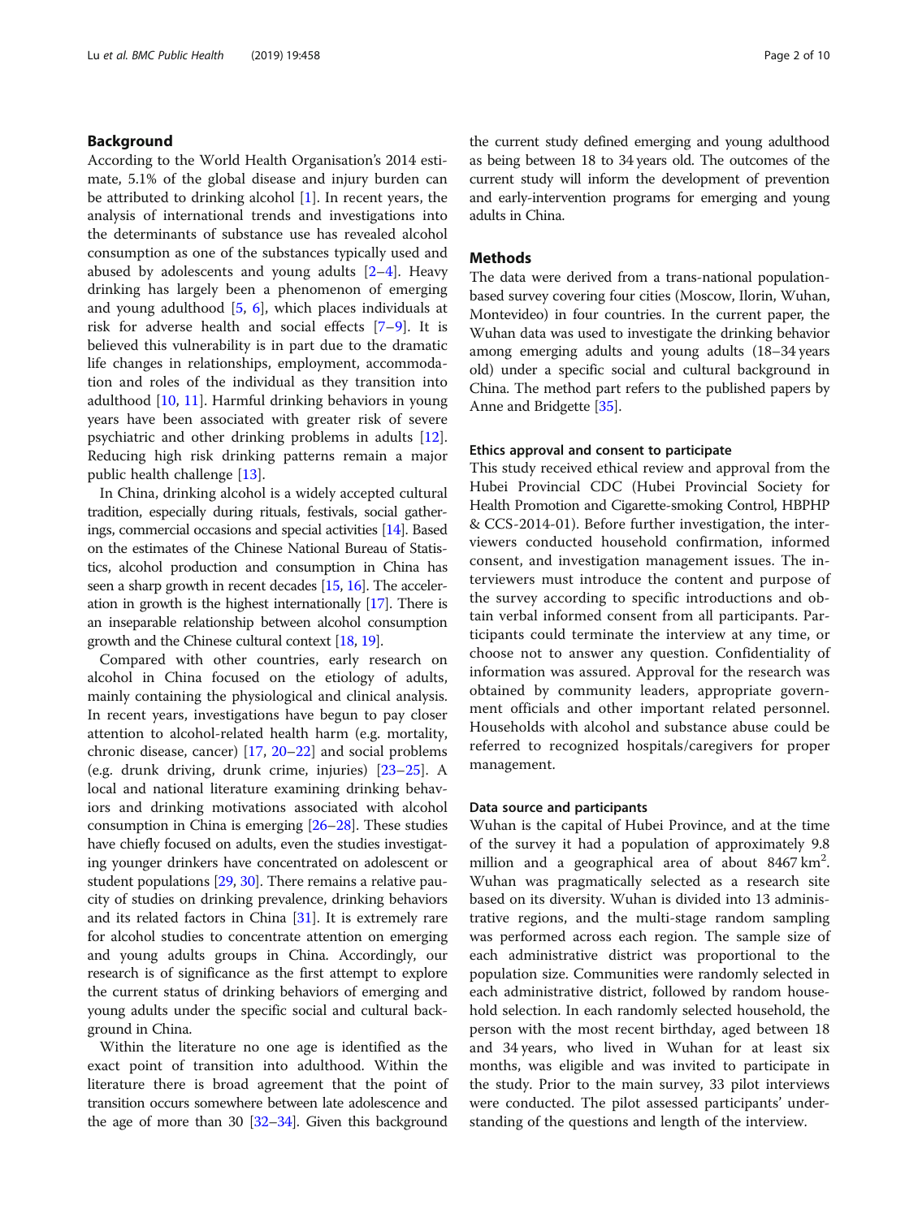## Background

According to the World Health Organisation's 2014 estimate, 5.1% of the global disease and injury burden can be attributed to drinking alcohol [1]. In recent years, the analysis of international trends and investigations into the determinants of substance use has revealed alcohol consumption as one of the substances typically used and abused by adolescents and young adults [2–4]. Heavy drinking has largely been a phenomenon of emerging and young adulthood [5, 6], which places individuals at risk for adverse health and social effects [7–9]. It is believed this vulnerability is in part due to the dramatic life changes in relationships, employment, accommodation and roles of the individual as they transition into adulthood [10, 11]. Harmful drinking behaviors in young years have been associated with greater risk of severe psychiatric and other drinking problems in adults [12]. Reducing high risk drinking patterns remain a major public health challenge [13].

In China, drinking alcohol is a widely accepted cultural tradition, especially during rituals, festivals, social gatherings, commercial occasions and special activities [14]. Based on the estimates of the Chinese National Bureau of Statistics, alcohol production and consumption in China has seen a sharp growth in recent decades [15, 16]. The acceleration in growth is the highest internationally [17]. There is an inseparable relationship between alcohol consumption growth and the Chinese cultural context [18, 19].

Compared with other countries, early research on alcohol in China focused on the etiology of adults, mainly containing the physiological and clinical analysis. In recent years, investigations have begun to pay closer attention to alcohol-related health harm (e.g. mortality, chronic disease, cancer) [17, 20–22] and social problems (e.g. drunk driving, drunk crime, injuries) [23–25]. A local and national literature examining drinking behaviors and drinking motivations associated with alcohol consumption in China is emerging [26–28]. These studies have chiefly focused on adults, even the studies investigating younger drinkers have concentrated on adolescent or student populations [29, 30]. There remains a relative paucity of studies on drinking prevalence, drinking behaviors and its related factors in China [31]. It is extremely rare for alcohol studies to concentrate attention on emerging and young adults groups in China. Accordingly, our research is of significance as the first attempt to explore the current status of drinking behaviors of emerging and young adults under the specific social and cultural background in China.

Within the literature no one age is identified as the exact point of transition into adulthood. Within the literature there is broad agreement that the point of transition occurs somewhere between late adolescence and the age of more than 30 [32–34]. Given this background the current study defined emerging and young adulthood as being between 18 to 34 years old. The outcomes of the current study will inform the development of prevention and early-intervention programs for emerging and young adults in China.

## Methods

The data were derived from a trans-national population-based survey covering four cities (Moscow, Ilorin, Wuhan, Montevideo) in four countries. In the current paper, the Wuhan data was used to investigate the drinking behavior among emerging adults and young adults (18–34 years old) under a specific social and cultural background in China. The method part refers to the published papers by Anne and Bridgette [35].

### Ethics approval and consent to participate

This study received ethical review and approval from the Hubei Provincial CDC (Hubei Provincial Society for Health Promotion and Cigarette-smoking Control, HBPHP & CCS-2014-01). Before further investigation, the interviewers conducted household confirmation, informed consent, and investigation management issues. The interviewers must introduce the content and purpose of the survey according to specific introductions and obtain verbal informed consent from all participants. Participants could terminate the interview at any time, or choose not to answer any question. Confidentiality of information was assured. Approval for the research was obtained by community leaders, appropriate government officials and other important related personnel. Households with alcohol and substance abuse could be referred to recognized hospitals/caregivers for proper management.

### Data source and participants

Wuhan is the capital of Hubei Province, and at the time of the survey it had a population of approximately 9.8 million and a geographical area of about 8467 km$^2$. Wuhan was pragmatically selected as a research site based on its diversity. Wuhan is divided into 13 administrative regions, and the multi-stage random sampling was performed across each region. The sample size of each administrative district was proportional to the population size. Communities were randomly selected in each administrative district, followed by random household selection. In each randomly selected household, the person with the most recent birthday, aged between 18 and 34 years, who lived in Wuhan for at least six months, was eligible and was invited to participate in the study. Prior to the main survey, 33 pilot interviews were conducted. The pilot assessed participants' understanding of the questions and length of the interview.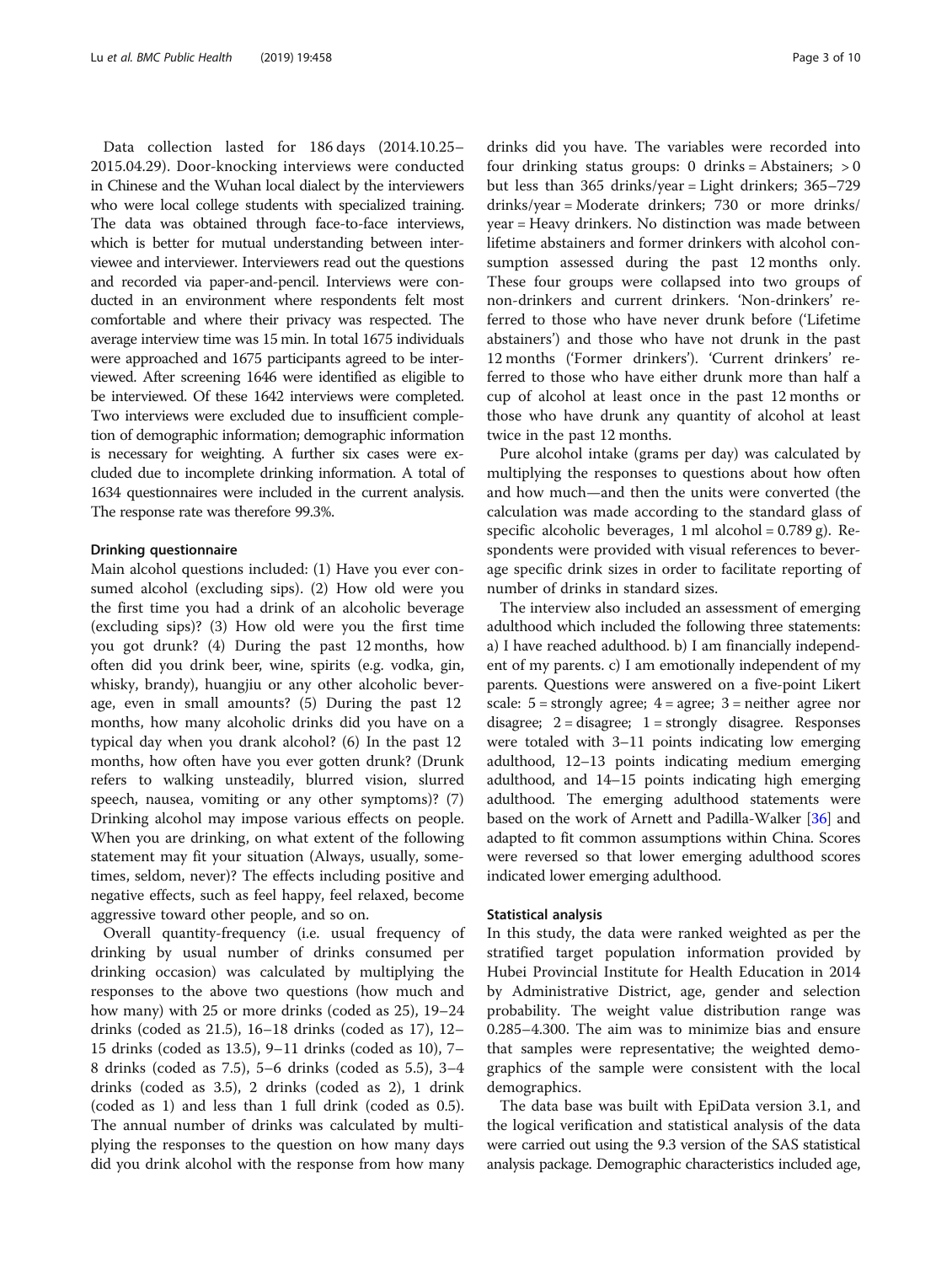Data collection lasted for 186 days (2014.10.25–2015.04.29). Door-knocking interviews were conducted in Chinese and the Wuhan local dialect by the interviewers who were local college students with specialized training. The data was obtained through face-to-face interviews, which is better for mutual understanding between interviewee and interviewer. Interviewers read out the questions and recorded via paper-and-pencil. Interviews were conducted in an environment where respondents felt most comfortable and where their privacy was respected. The average interview time was 15 min. In total 1675 individuals were approached and 1675 participants agreed to be interviewed. After screening 1646 were identified as eligible to be interviewed. Of these 1642 interviews were completed. Two interviews were excluded due to insufficient completion of demographic information; demographic information is necessary for weighting. A further six cases were excluded due to incomplete drinking information. A total of 1634 questionnaires were included in the current analysis. The response rate was therefore 99.3%.

### Drinking questionnaire

Main alcohol questions included: (1) Have you ever consumed alcohol (excluding sips). (2) How old were you the first time you had a drink of an alcoholic beverage (excluding sips)? (3) How old were you the first time you got drunk? (4) During the past 12 months, how often did you drink beer, wine, spirits (e.g. vodka, gin, whisky, brandy), huangjiu or any other alcoholic beverage, even in small amounts? (5) During the past 12 months, how many alcoholic drinks did you have on a typical day when you drank alcohol? (6) In the past 12 months, how often have you ever gotten drunk? (Drunk refers to walking unsteadily, blurred vision, slurred speech, nausea, vomiting or any other symptoms)? (7) Drinking alcohol may impose various effects on people. When you are drinking, on what extent of the following statement may fit your situation (Always, usually, sometimes, seldom, never)? The effects including positive and negative effects, such as feel happy, feel relaxed, become aggressive toward other people, and so on.

Overall quantity-frequency (i.e. usual frequency of drinking by usual number of drinks consumed per drinking occasion) was calculated by multiplying the responses to the above two questions (how much and how many) with 25 or more drinks (coded as 25), 19–24 drinks (coded as 21.5), 16–18 drinks (coded as 17), 12–15 drinks (coded as 13.5), 9–11 drinks (coded as 10), 7–8 drinks (coded as 7.5), 5–6 drinks (coded as 5.5), 3–4 drinks (coded as 3.5), 2 drinks (coded as 2), 1 drink (coded as 1) and less than 1 full drink (coded as 0.5). The annual number of drinks was calculated by multiplying the responses to the question on how many days did you drink alcohol with the response from how many drinks did you have. The variables were recorded into four drinking status groups: 0 drinks = Abstainers; > 0 but less than 365 drinks/year = Light drinkers; 365–729 drinks/year = Moderate drinkers; 730 or more drinks/year = Heavy drinkers. No distinction was made between lifetime abstainers and former drinkers with alcohol consumption assessed during the past 12 months only. These four groups were collapsed into two groups of non-drinkers and current drinkers. 'Non-drinkers' referred to those who have never drunk before ('Lifetime abstainers') and those who have not drunk in the past 12 months ('Former drinkers'). 'Current drinkers' referred to those who have either drunk more than half a cup of alcohol at least once in the past 12 months or those who have drunk any quantity of alcohol at least twice in the past 12 months.

Pure alcohol intake (grams per day) was calculated by multiplying the responses to questions about how often and how much—and then the units were converted (the calculation was made according to the standard glass of specific alcoholic beverages, 1 ml alcohol = 0.789 g). Respondents were provided with visual references to beverage specific drink sizes in order to facilitate reporting of number of drinks in standard sizes.

The interview also included an assessment of emerging adulthood which included the following three statements: a) I have reached adulthood. b) I am financially independent of my parents. c) I am emotionally independent of my parents. Questions were answered on a five-point Likert scale: 5 = strongly agree; 4 = agree; 3 = neither agree nor disagree; 2 = disagree; 1 = strongly disagree. Responses were totaled with 3–11 points indicating low emerging adulthood, 12–13 points indicating medium emerging adulthood, and 14–15 points indicating high emerging adulthood. The emerging adulthood statements were based on the work of Arnett and Padilla-Walker [36] and adapted to fit common assumptions within China. Scores were reversed so that lower emerging adulthood scores indicated lower emerging adulthood.

### Statistical analysis

In this study, the data were ranked weighted as per the stratified target population information provided by Hubei Provincial Institute for Health Education in 2014 by Administrative District, age, gender and selection probability. The weight value distribution range was 0.285–4.300. The aim was to minimize bias and ensure that samples were representative; the weighted demographics of the sample were consistent with the local demographics.

The data base was built with EpiData version 3.1, and the logical verification and statistical analysis of the data were carried out using the 9.3 version of the SAS statistical analysis package. Demographic characteristics included age,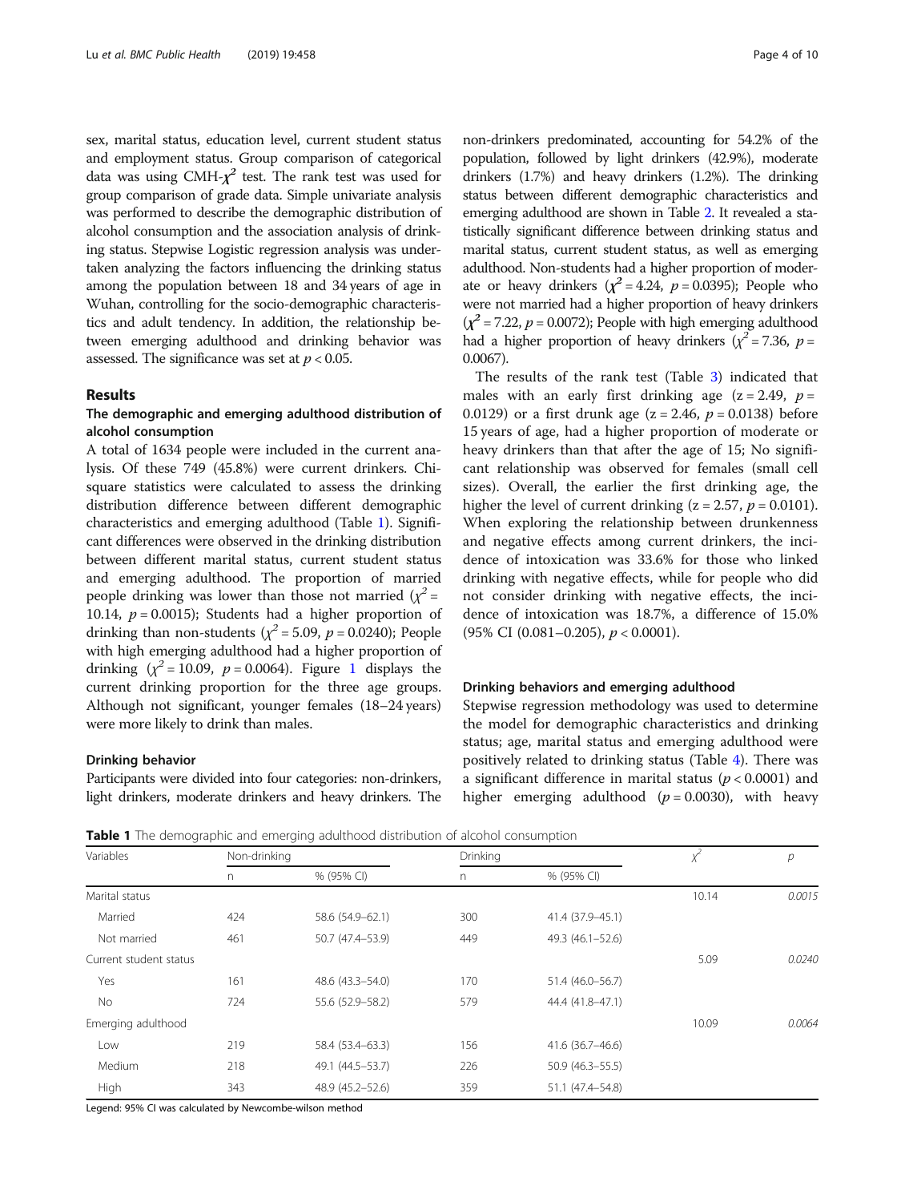sex, marital status, education level, current student status and employment status. Group comparison of categorical data was using CMH-$\chi^2$ test. The rank test was used for group comparison of grade data. Simple univariate analysis was performed to describe the demographic distribution of alcohol consumption and the association analysis of drinking status. Stepwise Logistic regression analysis was undertaken analyzing the factors influencing the drinking status among the population between 18 and 34 years of age in Wuhan, controlling for the socio-demographic characteristics and adult tendency. In addition, the relationship between emerging adulthood and drinking behavior was assessed. The significance was set at $p < 0.05$.

## Results

### The demographic and emerging adulthood distribution of alcohol consumption

A total of 1634 people were included in the current analysis. Of these 749 (45.8%) were current drinkers. Chi-square statistics were calculated to assess the drinking distribution difference between different demographic characteristics and emerging adulthood (Table 1). Significant differences were observed in the drinking distribution between different marital status, current student status and emerging adulthood. The proportion of married people drinking was lower than those not married ($\chi^2$ = 10.14, $p = 0.0015$); Students had a higher proportion of drinking than non-students ($\chi^2$ = 5.09, $p = 0.0240$); People with high emerging adulthood had a higher proportion of drinking ($\chi^2$ = 10.09, $p = 0.0064$). Figure 1 displays the current drinking proportion for the three age groups. Although not significant, younger females (18–24 years) were more likely to drink than males.

### Drinking behavior

Participants were divided into four categories: non-drinkers, light drinkers, moderate drinkers and heavy drinkers. The non-drinkers predominated, accounting for 54.2% of the population, followed by light drinkers (42.9%), moderate drinkers (1.7%) and heavy drinkers (1.2%). The drinking status between different demographic characteristics and emerging adulthood are shown in Table 2. It revealed a statistically significant difference between drinking status and marital status, current student status, as well as emerging adulthood. Non-students had a higher proportion of moderate or heavy drinkers ($\chi^2$ = 4.24, $p = 0.0395$); People who were not married had a higher proportion of heavy drinkers ($\chi^2$ = 7.22, $p = 0.0072$); People with high emerging adulthood had a higher proportion of heavy drinkers ($\chi^2$ = 7.36, $p$ = 0.0067).

The results of the rank test (Table 3) indicated that males with an early first drinking age (z = 2.49, $p$ = 0.0129) or a first drunk age (z = 2.46, $p = 0.0138$) before 15 years of age, had a higher proportion of moderate or heavy drinkers than that after the age of 15; No significant relationship was observed for females (small cell sizes). Overall, the earlier the first drinking age, the higher the level of current drinking (z = 2.57, $p = 0.0101$). When exploring the relationship between drunkenness and negative effects among current drinkers, the incidence of intoxication was 33.6% for those who linked drinking with negative effects, while for people who did not consider drinking with negative effects, the incidence of intoxication was 18.7%, a difference of 15.0% (95% CI (0.081–0.205), $p < 0.0001$).

### Drinking behaviors and emerging adulthood

Stepwise regression methodology was used to determine the model for demographic characteristics and drinking status; age, marital status and emerging adulthood were positively related to drinking status (Table 4). There was a significant difference in marital status ($p < 0.0001$) and higher emerging adulthood ($p = 0.0030$), with heavy

**Table 1** The demographic and emerging adulthood distribution of alcohol consumption

| Variables | Non-drinking | | Drinking | | $\chi^2$ | $p$ |
|---|---|---|---|---|---|---|
| | n | % (95% CI) | n | % (95% CI) | | |
| Marital status | | | | | 10.14 | *0.0015* |
| Married | 424 | 58.6 (54.9–62.1) | 300 | 41.4 (37.9–45.1) | | |
| Not married | 461 | 50.7 (47.4–53.9) | 449 | 49.3 (46.1–52.6) | | |
| Current student status | | | | | 5.09 | *0.0240* |
| Yes | 161 | 48.6 (43.3–54.0) | 170 | 51.4 (46.0–56.7) | | |
| No | 724 | 55.6 (52.9–58.2) | 579 | 44.4 (41.8–47.1) | | |
| Emerging adulthood | | | | | 10.09 | *0.0064* |
| Low | 219 | 58.4 (53.4–63.3) | 156 | 41.6 (36.7–46.6) | | |
| Medium | 218 | 49.1 (44.5–53.7) | 226 | 50.9 (46.3–55.5) | | |
| High | 343 | 48.9 (45.2–52.6) | 359 | 51.1 (47.4–54.8) | | |

Legend: 95% CI was calculated by Newcombe-wilson method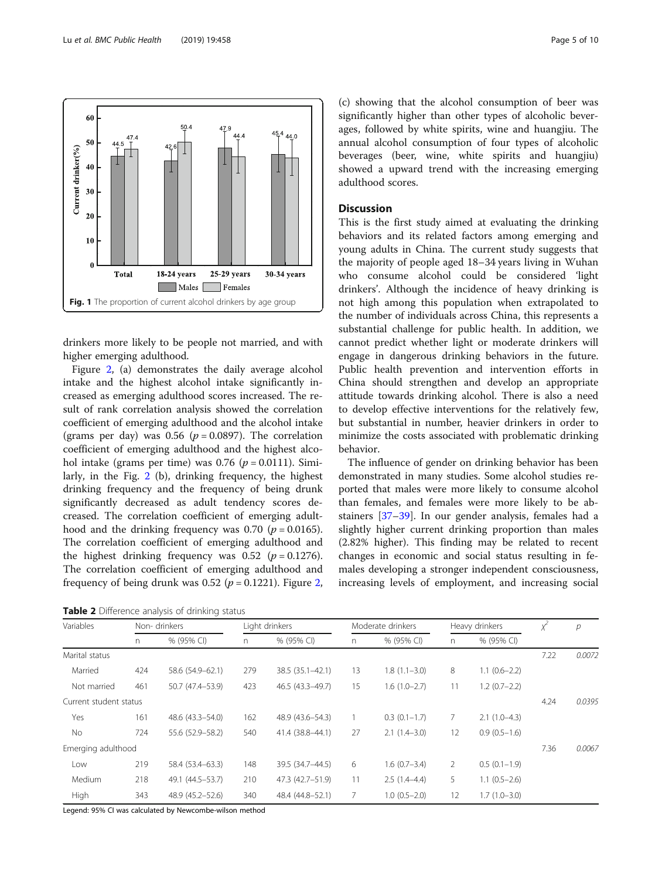Fig. 1 The proportion of current alcohol drinkers by age group

drinkers more likely to be people not married, and with higher emerging adulthood.

Figure 2, (a) demonstrates the daily average alcohol intake and the highest alcohol intake significantly increased as emerging adulthood scores increased. The result of rank correlation analysis showed the correlation coefficient of emerging adulthood and the alcohol intake (grams per day) was 0.56 ($p = 0.0897$). The correlation coefficient of emerging adulthood and the highest alcohol intake (grams per time) was 0.76 ($p = 0.0111$). Similarly, in the Fig. 2 (b), drinking frequency, the highest drinking frequency and the frequency of being drunk significantly decreased as adult tendency scores decreased. The correlation coefficient of emerging adulthood and the drinking frequency was 0.70 ($p = 0.0165$). The correlation coefficient of emerging adulthood and the highest drinking frequency was 0.52 ($p = 0.1276$). The correlation coefficient of emerging adulthood and frequency of being drunk was 0.52 ($p = 0.1221$). Figure 2, (c) showing that the alcohol consumption of beer was significantly higher than other types of alcoholic beverages, followed by white spirits, wine and huangjiu. The annual alcohol consumption of four types of alcoholic beverages (beer, wine, white spirits and huangjiu) showed a upward trend with the increasing emerging adulthood scores.

## Discussion

This is the first study aimed at evaluating the drinking behaviors and its related factors among emerging and young adults in China. The current study suggests that the majority of people aged 18–34 years living in Wuhan who consume alcohol could be considered 'light drinkers'. Although the incidence of heavy drinking is not high among this population when extrapolated to the number of individuals across China, this represents a substantial challenge for public health. In addition, we cannot predict whether light or moderate drinkers will engage in dangerous drinking behaviors in the future. Public health prevention and intervention efforts in China should strengthen and develop an appropriate attitude towards drinking alcohol. There is also a need to develop effective interventions for the relatively few, but substantial in number, heavier drinkers in order to minimize the costs associated with problematic drinking behavior.

The influence of gender on drinking behavior has been demonstrated in many studies. Some alcohol studies reported that males were more likely to consume alcohol than females, and females were more likely to be abstainers [37–39]. In our gender analysis, females had a slightly higher current drinking proportion than males (2.82% higher). This finding may be related to recent changes in economic and social status resulting in females developing a stronger independent consciousness, increasing levels of employment, and increasing social

**Table 2** Difference analysis of drinking status

| Variables | Non- drinkers | | Light drinkers | | Moderate drinkers | | Heavy drinkers | | $\chi^2$ | $p$ |
|---|---|---|---|---|---|---|---|---|---|---|
| | n | % (95% CI) | n | % (95% CI) | n | % (95% CI) | n | % (95% CI) | | |
| Marital status | | | | | | | | | 7.22 | *0.0072* |
| Married | 424 | 58.6 (54.9–62.1) | 279 | 38.5 (35.1–42.1) | 13 | 1.8 (1.1–3.0) | 8 | 1.1 (0.6–2.2) | | |
| Not married | 461 | 50.7 (47.4–53.9) | 423 | 46.5 (43.3–49.7) | 15 | 1.6 (1.0–2.7) | 11 | 1.2 (0.7–2.2) | | |
| Current student status | | | | | | | | | 4.24 | *0.0395* |
| Yes | 161 | 48.6 (43.3–54.0) | 162 | 48.9 (43.6–54.3) | 1 | 0.3 (0.1–1.7) | 7 | 2.1 (1.0–4.3) | | |
| No | 724 | 55.6 (52.9–58.2) | 540 | 41.4 (38.8–44.1) | 27 | 2.1 (1.4–3.0) | 12 | 0.9 (0.5–1.6) | | |
| Emerging adulthood | | | | | | | | | 7.36 | *0.0067* |
| Low | 219 | 58.4 (53.4–63.3) | 148 | 39.5 (34.7–44.5) | 6 | 1.6 (0.7–3.4) | 2 | 0.5 (0.1–1.9) | | |
| Medium | 218 | 49.1 (44.5–53.7) | 210 | 47.3 (42.7–51.9) | 11 | 2.5 (1.4–4.4) | 5 | 1.1 (0.5–2.6) | | |
| High | 343 | 48.9 (45.2–52.6) | 340 | 48.4 (44.8–52.1) | 7 | 1.0 (0.5–2.0) | 12 | 1.7 (1.0–3.0) | | |

Legend: 95% CI was calculated by Newcombe-wilson method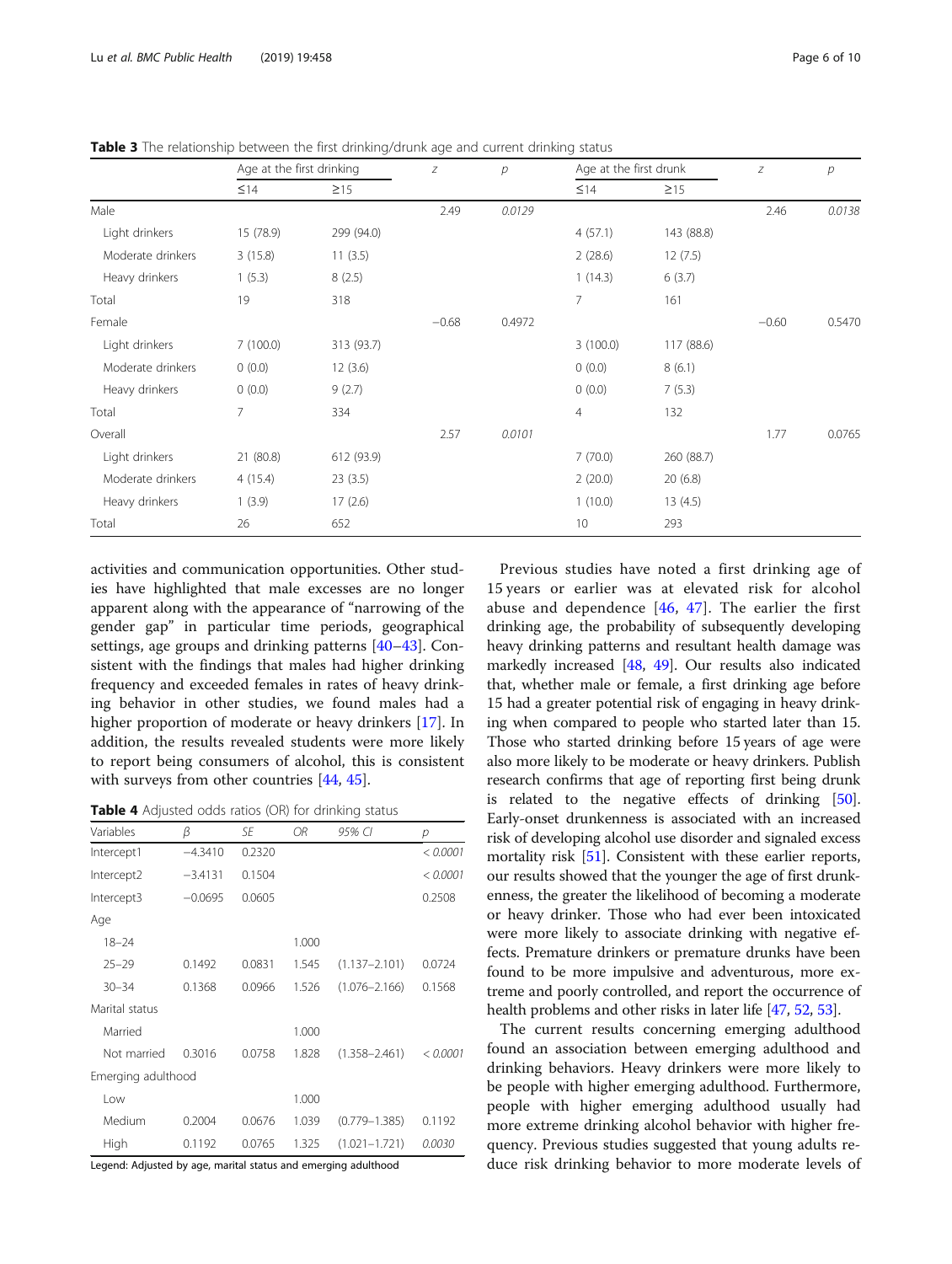**Table 3** The relationship between the first drinking/drunk age and current drinking status

| | Age at the first drinking | | z | p | Age at the first drunk | | z | p |
|---|---|---|---|---|---|---|---|---|
| | ≤14 | ≥15 | | | ≤14 | ≥15 | | |
| Male | | | 2.49 | *0.0129* | | | 2.46 | *0.0138* |
| Light drinkers | 15 (78.9) | 299 (94.0) | | | 4 (57.1) | 143 (88.8) | | |
| Moderate drinkers | 3 (15.8) | 11 (3.5) | | | 2 (28.6) | 12 (7.5) | | |
| Heavy drinkers | 1 (5.3) | 8 (2.5) | | | 1 (14.3) | 6 (3.7) | | |
| Total | 19 | 318 | | | 7 | 161 | | |
| Female | | | −0.68 | 0.4972 | | | −0.60 | 0.5470 |
| Light drinkers | 7 (100.0) | 313 (93.7) | | | 3 (100.0) | 117 (88.6) | | |
| Moderate drinkers | 0 (0.0) | 12 (3.6) | | | 0 (0.0) | 8 (6.1) | | |
| Heavy drinkers | 0 (0.0) | 9 (2.7) | | | 0 (0.0) | 7 (5.3) | | |
| Total | 7 | 334 | | | 4 | 132 | | |
| Overall | | | 2.57 | *0.0101* | | | 1.77 | 0.0765 |
| Light drinkers | 21 (80.8) | 612 (93.9) | | | 7 (70.0) | 260 (88.7) | | |
| Moderate drinkers | 4 (15.4) | 23 (3.5) | | | 2 (20.0) | 20 (6.8) | | |
| Heavy drinkers | 1 (3.9) | 17 (2.6) | | | 1 (10.0) | 13 (4.5) | | |
| Total | 26 | 652 | | | 10 | 293 | | |

activities and communication opportunities. Other studies have highlighted that male excesses are no longer apparent along with the appearance of "narrowing of the gender gap" in particular time periods, geographical settings, age groups and drinking patterns [40–43]. Consistent with the findings that males had higher drinking frequency and exceeded females in rates of heavy drinking behavior in other studies, we found males had a higher proportion of moderate or heavy drinkers [17]. In addition, the results revealed students were more likely to report being consumers of alcohol, this is consistent with surveys from other countries [44, 45].

**Table 4** Adjusted odds ratios (OR) for drinking status

| Variables | β | SE | OR | 95% CI | p |
|---|---|---|---|---|---|
| Intercept1 | −4.3410 | 0.2320 | | | *< 0.0001* |
| Intercept2 | −3.4131 | 0.1504 | | | *< 0.0001* |
| Intercept3 | −0.0695 | 0.0605 | | | 0.2508 |
| Age | | | | | |
| 18–24 | | | 1.000 | | |
| 25–29 | 0.1492 | 0.0831 | 1.545 | (1.137–2.101) | 0.0724 |
| 30–34 | 0.1368 | 0.0966 | 1.526 | (1.076–2.166) | 0.1568 |
| Marital status | | | | | |
| Married | | | 1.000 | | |
| Not married | 0.3016 | 0.0758 | 1.828 | (1.358–2.461) | *< 0.0001* |
| Emerging adulthood | | | | | |
| Low | | | 1.000 | | |
| Medium | 0.2004 | 0.0676 | 1.039 | (0.779–1.385) | 0.1192 |
| High | 0.1192 | 0.0765 | 1.325 | (1.021–1.721) | *0.0030* |

Legend: Adjusted by age, marital status and emerging adulthood

Previous studies have noted a first drinking age of 15 years or earlier was at elevated risk for alcohol abuse and dependence [46, 47]. The earlier the first drinking age, the probability of subsequently developing heavy drinking patterns and resultant health damage was markedly increased [48, 49]. Our results also indicated that, whether male or female, a first drinking age before 15 had a greater potential risk of engaging in heavy drinking when compared to people who started later than 15. Those who started drinking before 15 years of age were also more likely to be moderate or heavy drinkers. Publish research confirms that age of reporting first being drunk is related to the negative effects of drinking [50]. Early-onset drunkenness is associated with an increased risk of developing alcohol use disorder and signaled excess mortality risk [51]. Consistent with these earlier reports, our results showed that the younger the age of first drunkenness, the greater the likelihood of becoming a moderate or heavy drinker. Those who had ever been intoxicated were more likely to associate drinking with negative effects. Premature drinkers or premature drunks have been found to be more impulsive and adventurous, more extreme and poorly controlled, and report the occurrence of health problems and other risks in later life [47, 52, 53].

The current results concerning emerging adulthood found an association between emerging adulthood and drinking behaviors. Heavy drinkers were more likely to be people with higher emerging adulthood. Furthermore, people with higher emerging adulthood usually had more extreme drinking alcohol behavior with higher frequency. Previous studies suggested that young adults reduce risk drinking behavior to more moderate levels of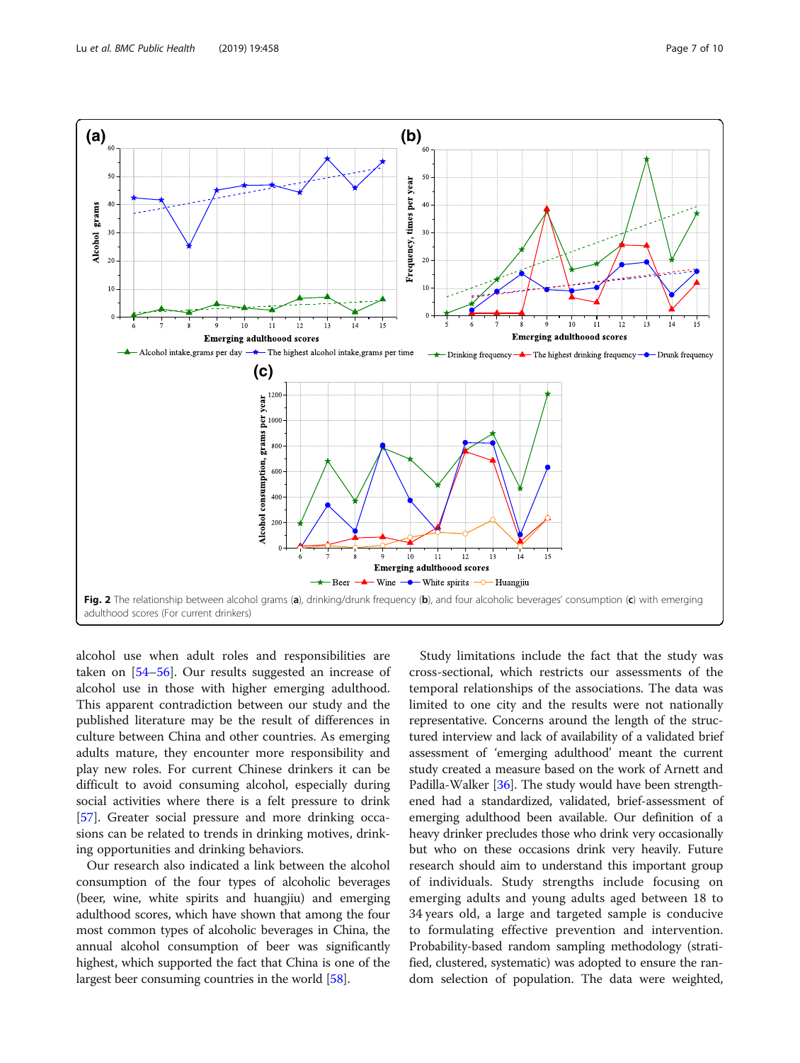Fig. 2 The relationship between alcohol grams (**a**), drinking/drunk frequency (**b**), and four alcoholic beverages' consumption (**c**) with emerging adulthood scores (For current drinkers)

alcohol use when adult roles and responsibilities are taken on [54–56]. Our results suggested an increase of alcohol use in those with higher emerging adulthood. This apparent contradiction between our study and the published literature may be the result of differences in culture between China and other countries. As emerging adults mature, they encounter more responsibility and play new roles. For current Chinese drinkers it can be difficult to avoid consuming alcohol, especially during social activities where there is a felt pressure to drink [57]. Greater social pressure and more drinking occasions can be related to trends in drinking motives, drinking opportunities and drinking behaviors.

Our research also indicated a link between the alcohol consumption of the four types of alcoholic beverages (beer, wine, white spirits and huangjiu) and emerging adulthood scores, which have shown that among the four most common types of alcoholic beverages in China, the annual alcohol consumption of beer was significantly highest, which supported the fact that China is one of the largest beer consuming countries in the world [58].

Study limitations include the fact that the study was cross-sectional, which restricts our assessments of the temporal relationships of the associations. The data was limited to one city and the results were not nationally representative. Concerns around the length of the structured interview and lack of availability of a validated brief assessment of 'emerging adulthood' meant the current study created a measure based on the work of Arnett and Padilla-Walker [36]. The study would have been strengthened had a standardized, validated, brief-assessment of emerging adulthood been available. Our definition of a heavy drinker precludes those who drink very occasionally but who on these occasions drink very heavily. Future research should aim to understand this important group of individuals. Study strengths include focusing on emerging adults and young adults aged between 18 to 34 years old, a large and targeted sample is conducive to formulating effective prevention and intervention. Probability-based random sampling methodology (stratified, clustered, systematic) was adopted to ensure the random selection of population. The data were weighted,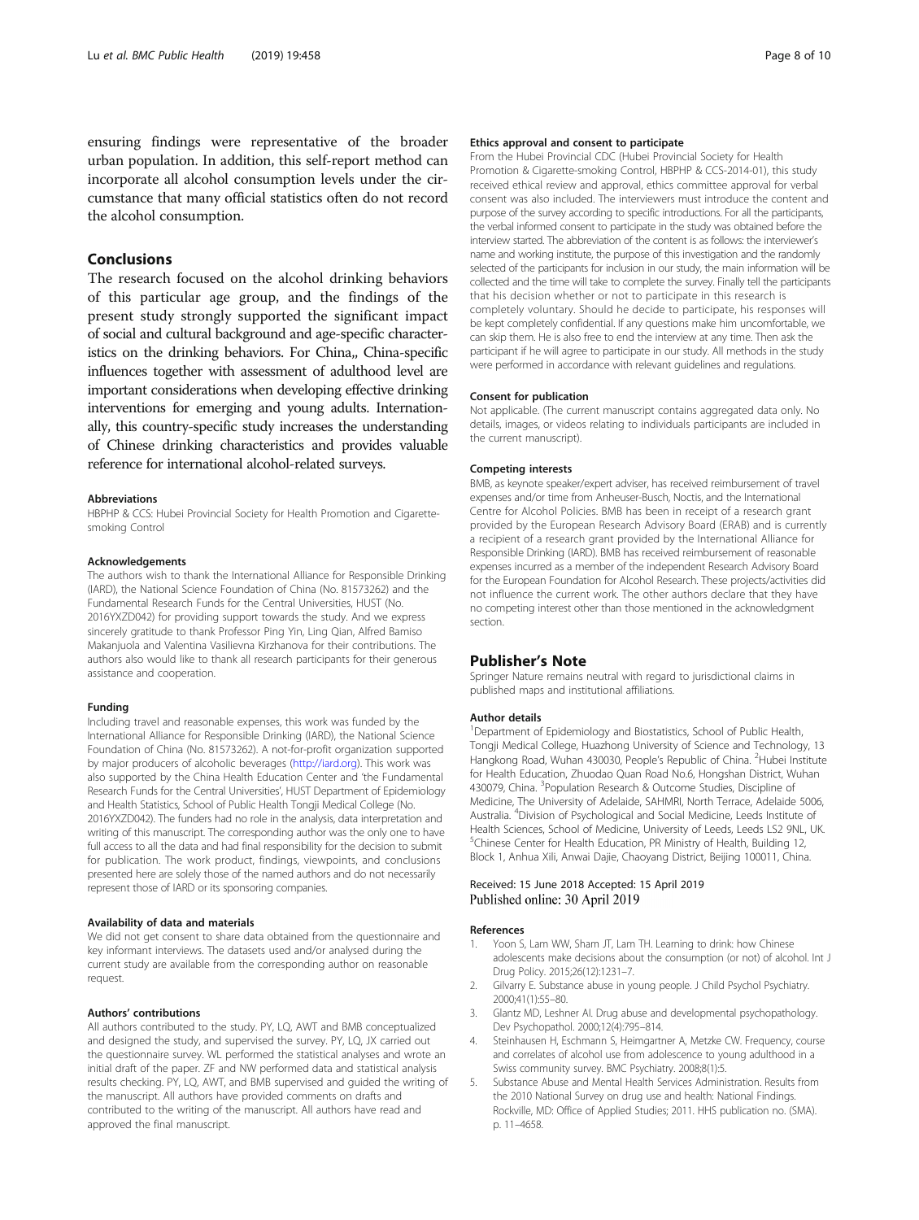ensuring findings were representative of the broader urban population. In addition, this self-report method can incorporate all alcohol consumption levels under the circumstance that many official statistics often do not record the alcohol consumption.

## Conclusions

The research focused on the alcohol drinking behaviors of this particular age group, and the findings of the present study strongly supported the significant impact of social and cultural background and age-specific characteristics on the drinking behaviors. For China,, China-specific influences together with assessment of adulthood level are important considerations when developing effective drinking interventions for emerging and young adults. Internationally, this country-specific study increases the understanding of Chinese drinking characteristics and provides valuable reference for international alcohol-related surveys.

#### Abbreviations

HBPHP & CCS: Hubei Provincial Society for Health Promotion and Cigarette-smoking Control

#### Acknowledgements

The authors wish to thank the International Alliance for Responsible Drinking (IARD), the National Science Foundation of China (No. 81573262) and the Fundamental Research Funds for the Central Universities, HUST (No. 2016YXZD042) for providing support towards the study. And we express sincerely gratitude to thank Professor Ping Yin, Ling Qian, Alfred Bamiso Makanjuola and Valentina Vasilievna Kirzhanova for their contributions. The authors also would like to thank all research participants for their generous assistance and cooperation.

#### Funding

Including travel and reasonable expenses, this work was funded by the International Alliance for Responsible Drinking (IARD), the National Science Foundation of China (No. 81573262). A not-for-profit organization supported by major producers of alcoholic beverages (http://iard.org). This work was also supported by the China Health Education Center and 'the Fundamental Research Funds for the Central Universities', HUST Department of Epidemiology and Health Statistics, School of Public Health Tongji Medical College (No. 2016YXZD042). The funders had no role in the analysis, data interpretation and writing of this manuscript. The corresponding author was the only one to have full access to all the data and had final responsibility for the decision to submit for publication. The work product, findings, viewpoints, and conclusions presented here are solely those of the named authors and do not necessarily represent those of IARD or its sponsoring companies.

#### Availability of data and materials

We did not get consent to share data obtained from the questionnaire and key informant interviews. The datasets used and/or analysed during the current study are available from the corresponding author on reasonable request.

#### Authors' contributions

All authors contributed to the study. PY, LQ, AWT and BMB conceptualized and designed the study, and supervised the survey. PY, LQ, JX carried out the questionnaire survey. WL performed the statistical analyses and wrote an initial draft of the paper. ZF and NW performed data and statistical analysis results checking. PY, LQ, AWT, and BMB supervised and guided the writing of the manuscript. All authors have provided comments on drafts and contributed to the writing of the manuscript. All authors have read and approved the final manuscript.

#### Ethics approval and consent to participate

From the Hubei Provincial CDC (Hubei Provincial Society for Health Promotion & Cigarette-smoking Control, HBPHP & CCS-2014-01), this study received ethical review and approval, ethics committee approval for verbal consent was also included. The interviewers must introduce the content and purpose of the survey according to specific introductions. For all the participants, the verbal informed consent to participate in the study was obtained before the interview started. The abbreviation of the content is as follows: the interviewer's name and working institute, the purpose of this investigation and the randomly selected of the participants for inclusion in our study, the main information will be collected and the time will take to complete the survey. Finally tell the participants that his decision whether or not to participate in this research is completely voluntary. Should he decide to participate, his responses will be kept completely confidential. If any questions make him uncomfortable, we can skip them. He is also free to end the interview at any time. Then ask the participant if he will agree to participate in our study. All methods in the study were performed in accordance with relevant guidelines and regulations.

#### Consent for publication

Not applicable. (The current manuscript contains aggregated data only. No details, images, or videos relating to individuals participants are included in the current manuscript).

#### Competing interests

BMB, as keynote speaker/expert adviser, has received reimbursement of travel expenses and/or time from Anheuser-Busch, Noctis, and the International Centre for Alcohol Policies. BMB has been in receipt of a research grant provided by the European Research Advisory Board (ERAB) and is currently a recipient of a research grant provided by the International Alliance for Responsible Drinking (IARD). BMB has received reimbursement of reasonable expenses incurred as a member of the independent Research Advisory Board for the European Foundation for Alcohol Research. These projects/activities did not influence the current work. The other authors declare that they have no competing interest other than those mentioned in the acknowledgment section.

## Publisher's Note

Springer Nature remains neutral with regard to jurisdictional claims in published maps and institutional affiliations.

#### Author details

[1]Department of Epidemiology and Biostatistics, School of Public Health, Tongji Medical College, Huazhong University of Science and Technology, 13 Hangkong Road, Wuhan 430030, People's Republic of China. [2]Hubei Institute for Health Education, Zhuodao Quan Road No.6, Hongshan District, Wuhan 430079, China. [3]Population Research & Outcome Studies, Discipline of Medicine, The University of Adelaide, SAHMRI, North Terrace, Adelaide 5006, Australia. [4]Division of Psychological and Social Medicine, Leeds Institute of Health Sciences, School of Medicine, University of Leeds, Leeds LS2 9NL, UK. [5]Chinese Center for Health Education, PR Ministry of Health, Building 12, Block 1, Anhua Xili, Anwai Dajie, Chaoyang District, Beijing 100011, China.

Received: 15 June 2018 Accepted: 15 April 2019
Published online: 30 April 2019

#### References

1. Yoon S, Lam WW, Sham JT, Lam TH. Learning to drink: how Chinese adolescents make decisions about the consumption (or not) of alcohol. Int J Drug Policy. 2015;26(12):1231–7.
2. Gilvarry E. Substance abuse in young people. J Child Psychol Psychiatry. 2000;41(1):55–80.
3. Glantz MD, Leshner AI. Drug abuse and developmental psychopathology. Dev Psychopathol. 2000;12(4):795–814.
4. Steinhausen H, Eschmann S, Heimgartner A, Metzke CW. Frequency, course and correlates of alcohol use from adolescence to young adulthood in a Swiss community survey. BMC Psychiatry. 2008;8(1):5.
5. Substance Abuse and Mental Health Services Administration. Results from the 2010 National Survey on drug use and health: National Findings. Rockville, MD: Office of Applied Studies; 2011. HHS publication no. (SMA). p. 11–4658.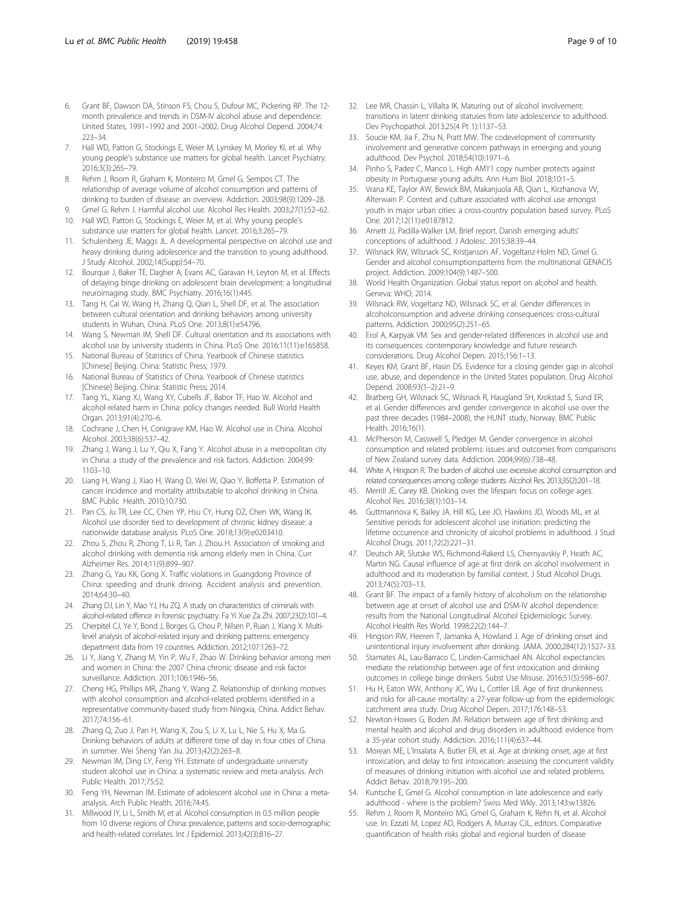6. Grant BF, Dawson DA, Stinson FS, Chou S, Dufour MC, Pickering RP. The 12-month prevalence and trends in DSM-IV alcohol abuse and dependence: United States, 1991–1992 and 2001–2002. Drug Alcohol Depend. 2004;74: 223–34.
7. Hall WD, Patton G, Stockings E, Weier M, Lynskey M, Morley KI, et al. Why young people's substance use matters for global health. Lancet Psychiatry. 2016;3(3):265–79.
8. Rehm J, Room R, Graham K, Monteiro M, Gmel G, Sempos CT. The relationship of average volume of alcohol consumption and patterns of drinking to burden of disease: an overview. Addiction. 2003;98(9):1209–28.
9. Gmel G, Rehm J. Harmful alcohol use. Alcohol Res Health. 2003;27(1):52–62.
10. Hall WD, Patton G, Stockings E, Weier M, et al. Why young people's substance use matters for global health. Lancet. 2016;3:265–79.
11. Schulenberg JE, Maggs JL. A developmental perspective on alcohol use and heavy drinking during adolescence and the transition to young adulthood. J Study Alcohol. 2002;14(Supp):54–70.
12. Bourque J, Baker TE, Dagher A, Evans AC, Garavan H, Leyton M, et al. Effects of delaying binge drinking on adolescent brain development: a longitudinal neuroimaging study. BMC Psychiatry. 2016;16(1):445.
13. Tang H, Cai W, Wang H, Zhang Q, Qian L, Shell DF, et al. The association between cultural orientation and drinking behaviors among university students in Wuhan, China. PLoS One. 2013;8(1):e54796.
14. Wang S, Newman IM, Shell DF. Cultural orientation and its associations with alcohol use by university students in China. PLoS One. 2016;11(11):e165858.
15. National Bureau of Statistics of China. Yearbook of Chinese statistics [Chinese] Beijing. China: Statistic Press; 1979.
16. National Bureau of Statistics of China. Yearbook of Chinese statistics [Chinese] Beijing. China: Statistic Press; 2014.
17. Tang YL, Xiang XJ, Wang XY, Cubells JF, Babor TF, Hao W. Alcohol and alcohol-related harm in China: policy changes needed. Bull World Health Organ. 2013;91(4):270–6.
18. Cochrane J, Chen H, Conigrave KM, Hao W. Alcohol use in China. Alcohol Alcohol. 2003;38(6):537–42.
19. Zhang J, Wang J, Lu Y, Qiu X, Fang Y. Alcohol abuse in a metropolitan city in China: a study of the prevalence and risk factors. Addiction. 2004;99: 1103–10.
20. Liang H, Wang J, Xiao H, Wang D, Wei W, Qiao Y, Boffetta P. Estimation of cancer incidence and mortality attributable to alcohol drinking in China. BMC Public Health. 2010;10:730.
21. Pan CS, Ju TR, Lee CC, Chen YP, Hsu CY, Hung DZ, Chen WK, Wang IK. Alcohol use disorder tied to development of chronic kidney disease: a nationwide database analysis. PLoS One. 2018;13(9):e0203410.
22. Zhou S, Zhou R, Zhong T, Li R, Tan J, Zhou H. Association of smoking and alcohol drinking with dementia risk among elderly men in China. Curr Alzheimer Res. 2014;11(9):899–907.
23. Zhang G, Yau KK, Gong X. Traffic violations in Guangdong Province of China: speeding and drunk driving. Accident analysis and prevention. 2014;64:30–40.
24. Zhang DJ, Lin Y, Mao YJ, Hu ZQ. A study on characteristics of criminals with alcohol-related offence in forensic psychiatry. Fa Yi Xue Za Zhi. 2007;23(2):101–4.
25. Cherpitel CJ, Ye Y, Bond J, Borges G, Chou P, Nilsen P, Ruan J, Xiang X. Multi-level analysis of alcohol-related injury and drinking patterns: emergency department data from 19 countries. Addiction. 2012;107:1263–72.
26. Li Y, Jiang Y, Zhang M, Yin P, Wu F, Zhao W. Drinking behavior among men and women in China: the 2007 China chronic disease and risk factor surveillance. Addiction. 2011;106:1946–56.
27. Cheng HG, Phillips MR, Zhang Y, Wang Z. Relationship of drinking motives with alcohol consumption and alcohol-related problems identified in a representative community-based study from Ningxia, China. Addict Behav. 2017;74:156–61.
28. Zhang Q, Zuo J, Pan H, Wang X, Zou S, Li X, Lu L, Nie S, Hu X, Ma G. Drinking behaviors of adults at different time of day in four cities of China in summer. Wei Sheng Yan Jiu. 2013;42(2):263–8.
29. Newman IM, Ding LY, Feng YH. Estimate of undergraduate university student alcohol use in China: a systematic review and meta-analysis. Arch Public Health. 2017;75:52.
30. Feng YH, Newman IM. Estimate of adolescent alcohol use in China: a meta-analysis. Arch Public Health. 2016;74:45.
31. Millwood IY, Li L, Smith M, et al. Alcohol consumption in 0.5 million people from 10 diverse regions of China: prevalence, patterns and socio-demographic and health-related correlates. Int J Epidemiol. 2013;42(3):816–27.
32. Lee MR, Chassin L, Villalta IK. Maturing out of alcohol involvement: transitions in latent drinking statuses from late adolescence to adulthood. Dev Psychopathol. 2013;25(4 Pt 1):1137–53.
33. Soucie KM, Jia F, Zhu N, Pratt MW. The codevelopment of community involvement and generative concern pathways in emerging and young adulthood. Dev Psychol. 2018;54(10):1971–6.
34. Pinho S, Padez C, Manco L. High AMY1 copy number protects against obesity in Portuguese young adults. Ann Hum Biol. 2018;10:1–5.
35. Vrana KE, Taylor AW, Bewick BM, Makanjuola AB, Qian L, Kirzhanova VV, Alterwain P. Context and culture associated with alcohol use amongst youth in major urban cities: a cross-country population based survey. PLoS One. 2017;12(11):e0187812.
36. Arnett JJ, Padilla-Walker LM. Brief report. Danish emerging adults' conceptions of adulthood. J Adolesc. 2015;38:39–44.
37. Wilsnack RW, Wilsnack SC, Kristjanson AF, Vogeltanz-Holm ND, Gmel G. Gender and alcohol consumption:patterns from the multinational GENACIS project. Addiction. 2009;104(9):1487–500.
38. World Health Organization. Global status report on alcohol and health. Geneva: WHO; 2014.
39. Wilsnack RW, Vogeltanz ND, Wilsnack SC, et al. Gender differences in alcoholconsumption and adverse drinking consequences: cross-cultural patterns. Addiction. 2000;95(2):251–65.
40. Erol A, Karpyak VM. Sex and gender-related differences in alcohol use and its consequences: contemporary knowledge and future research considerations. Drug Alcohol Depen. 2015;156:1–13.
41. Keyes KM, Grant BF, Hasin DS. Evidence for a closing gender gap in alcohol use, abuse, and dependence in the United States population. Drug Alcohol Depend. 2008;93(1–2):21–9.
42. Bratberg GH, Wilsnack SC, Wilsnack R, Haugland SH, Krokstad S, Sund ER, et al. Gender differences and gender convergence in alcohol use over the past three decades (1984–2008), the HUNT study, Norway. BMC Public Health. 2016;16(1).
43. McPherson M, Casswell S, Pledger M. Gender convergence in alcohol consumption and related problems: issues and outcomes from comparisons of New Zealand survey data. Addiction. 2004;99(6):738–48.
44. White A, Hingson R. The burden of alcohol use: excessive alcohol consumption and related consequences among college students. Alcohol Res. 2013;35(2):201–18.
45. Merrill JE, Carey KB. Drinking over the lifespan: focus on college ages. Alcohol Res. 2016;38(1):103–14.
46. Guttmannova K, Bailey JA, Hill KG, Lee JO, Hawkins JD, Woods ML, et al. Sensitive periods for adolescent alcohol use initiation: predicting the lifetime occurrence and chronicity of alcohol problems in adulthood. J Stud Alcohol Drugs. 2011;72(2):221–31.
47. Deutsch AR, Slutske WS, Richmond-Rakerd LS, Chernyavskiy P, Heath AC, Martin NG. Causal influence of age at first drink on alcohol involvement in adulthood and its moderation by familial context. J Stud Alcohol Drugs. 2013;74(5):703–13.
48. Grant BF. The impact of a family history of alcoholism on the relationship between age at onset of alcohol use and DSM-IV alcohol dependence: results from the National Longitudinal Alcohol Epidemiologic Survey. Alcohol Health Res World. 1998;22(2):144–7.
49. Hingson RW, Heeren T, Jamanka A, Howland J. Age of drinking onset and unintentional injury involvement after drinking. JAMA. 2000;284(12):1527–33.
50. Stamates AL, Lau-Barraco C, Linden-Carmichael AN. Alcohol expectancies mediate the relationship between age of first intoxication and drinking outcomes in college binge drinkers. Subst Use Misuse. 2016;51(5):598–607.
51. Hu H, Eaton WW, Anthony JC, Wu L, Cottler LB. Age of first drunkenness and risks for all-cause mortality: a 27-year follow-up from the epidemiologic catchment area study. Drug Alcohol Depen. 2017;176:148–53.
52. Newton-Howes G, Boden JM. Relation between age of first drinking and mental health and alcohol and drug disorders in adulthood: evidence from a 35-year cohort study. Addiction. 2016;111(4):637–44.
53. Morean ME, L'Insalata A, Butler ER, et al. Age at drinking onset, age at first intoxication, and delay to first intoxication: assessing the concurrent validity of measures of drinking initiation with alcohol use and related problems. Addict Behav. 2018;79:195–200.
54. Kuntsche E, Gmel G. Alcohol consumption in late adolescence and early adulthood - where is the problem? Swiss Med Wkly. 2013;143:w13826.
55. Rehm J, Room R, Monteiro MG, Gmel G, Graham K, Rehn N, et al. Alcohol use. In: Ezzati M, Lopez AD, Rodgers A, Murray CJL, editors. Comparative quantification of health risks global and regional burden of disease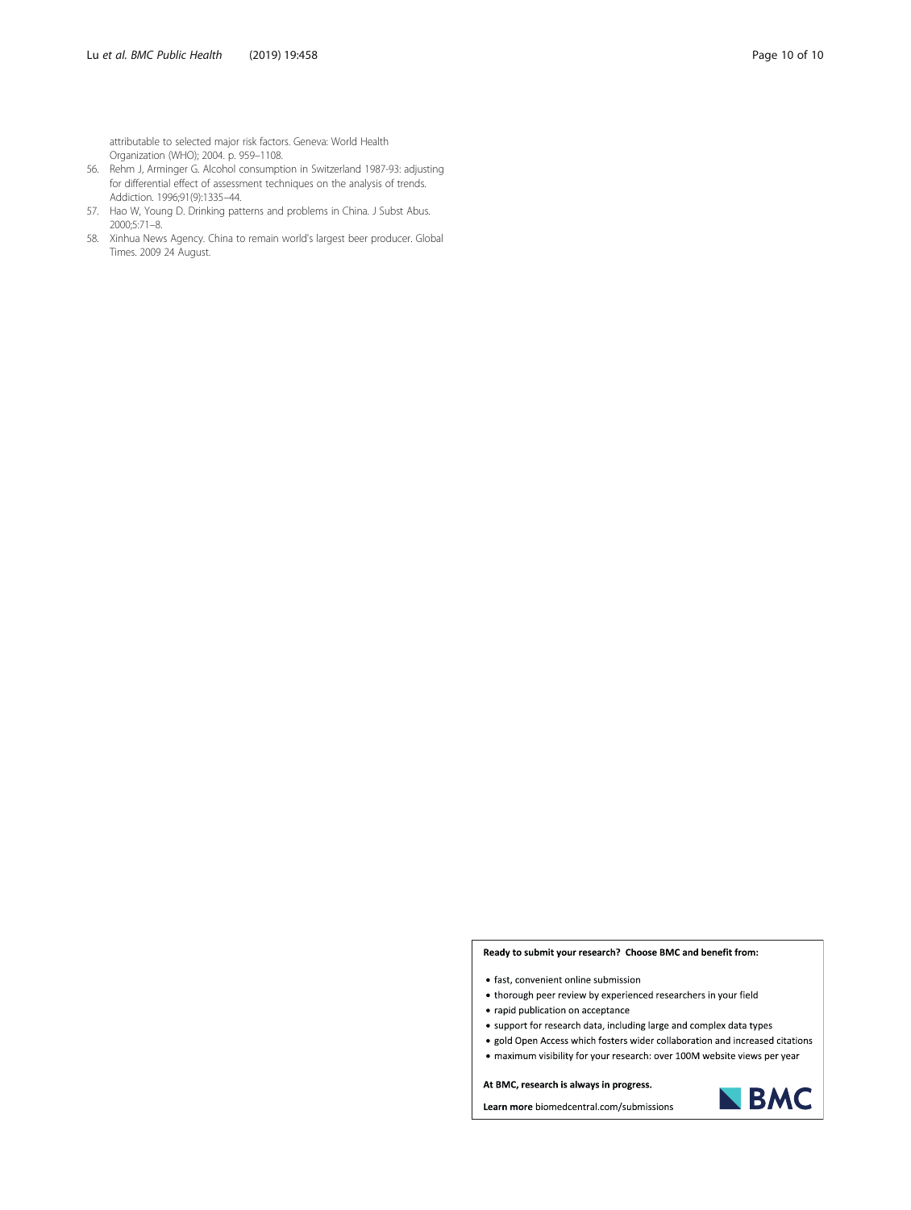attributable to selected major risk factors. Geneva: World Health Organization (WHO); 2004. p. 959–1108.

56. Rehm J, Arminger G. Alcohol consumption in Switzerland 1987-93: adjusting for differential effect of assessment techniques on the analysis of trends. Addiction. 1996;91(9):1335–44.
57. Hao W, Young D. Drinking patterns and problems in China. J Subst Abus. 2000;5:71–8.
58. Xinhua News Agency. China to remain world's largest beer producer. Global Times. 2009 24 August.

**Ready to submit your research? Choose BMC and benefit from:**

- fast, convenient online submission
- thorough peer review by experienced researchers in your field
- rapid publication on acceptance
- support for research data, including large and complex data types
- gold Open Access which fosters wider collaboration and increased citations
- maximum visibility for your research: over 100M website views per year

**At BMC, research is always in progress.**

**Learn more** biomedcentral.com/submissions

BMC